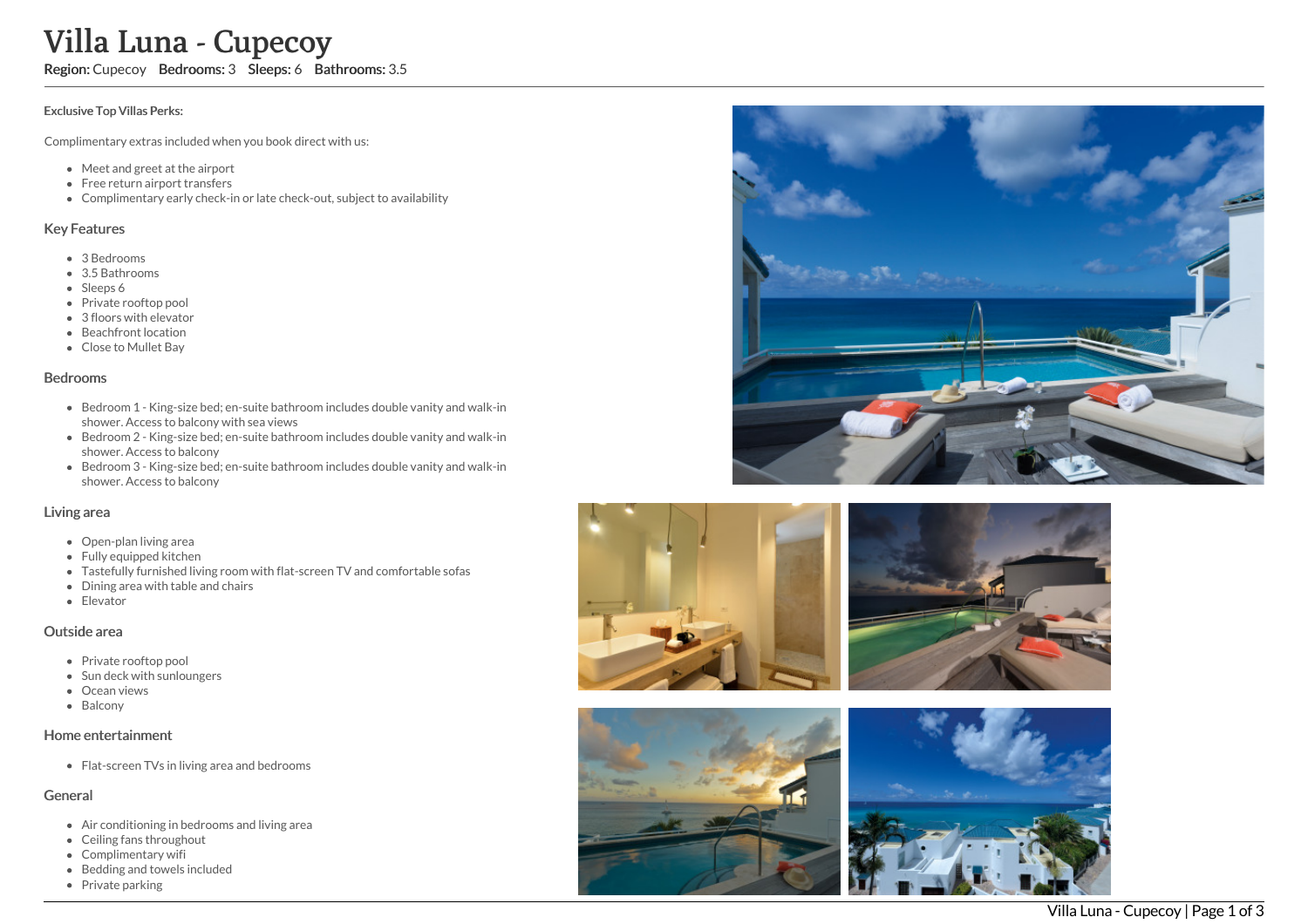# Villa Luna - Cupecoy

**Region:** Cupecoy **Bedrooms:** 3 **Sleeps:** 6 **Bathrooms:** 3.5

**Exclusive Top Villas Perks:**

Complimentary extras included when you book direct with us:

- Meet and greet at the airport
- Free return airport transfers
- Complimentary early check-in or late check-out, subject to availability

## Key Features

- 3 Bedrooms
- 3.5 Bathrooms
- Sleeps 6
- Private rooftop pool
- 3 floors with elevator
- Beachfront location
- Close to Mullet Bay

## Bedrooms

- Bedroom 1 - King-size bed; en-suite bathroom includes double vanity and walk-in shower. Access to balcony with sea views
- Bedroom 2 - King-size bed; en-suite bathroom includes double vanity and walk-in shower. Access to balcony
- Bedroom 3 - King-size bed; en-suite bathroom includes double vanity and walk-in shower. Access to balcony

## Living area

- Open-plan living area
- Fully equipped kitchen
- Tastefully furnished living room with flat-screen TV and comfortable sofas
- Dining area with table and chairs
- Elevator

## Outside area

- Private rooftop pool
- Sun deck with sunloungers
- Ocean views
- Balcony

## Home entertainment

- Flat-screen TVs in living area and bedrooms

## General

- Air conditioning in bedrooms and living area
- Ceiling fans throughout
- Complimentary wifi
- Bedding and towels included
- Private parking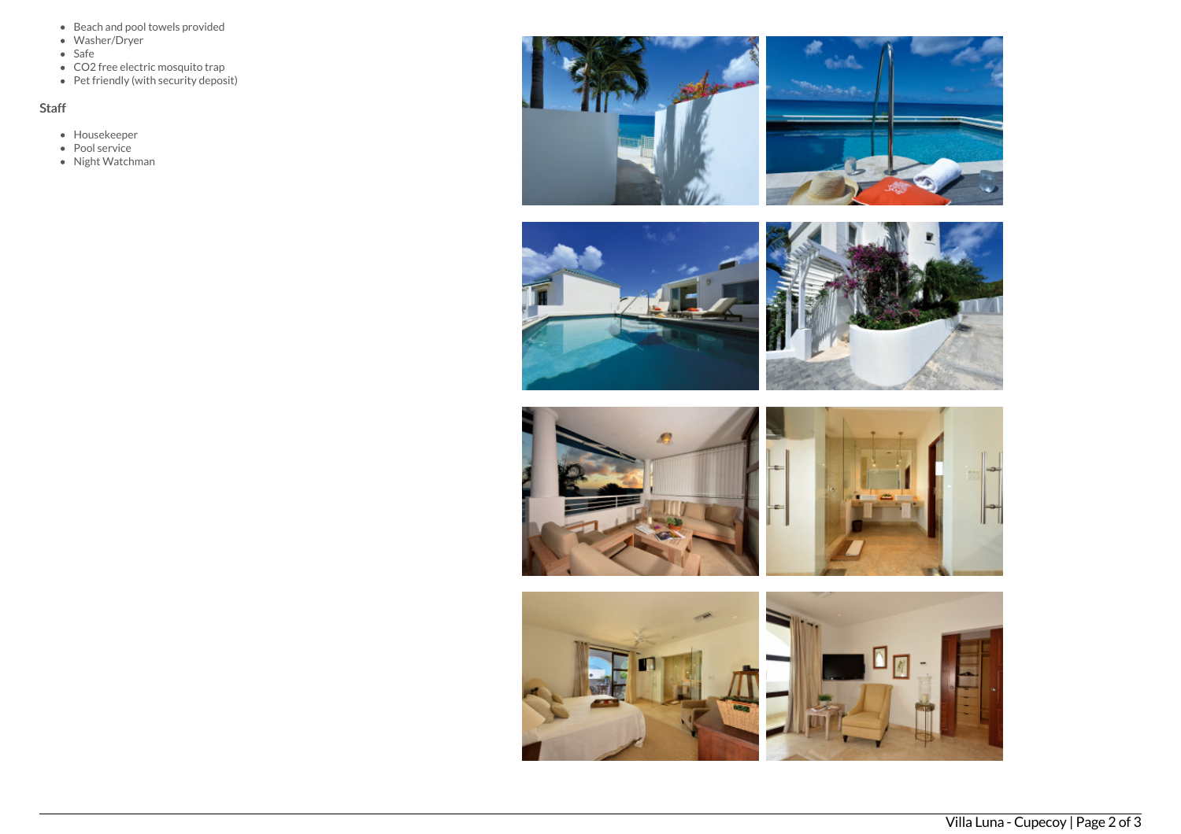- Beach and pool towels provided
- Washer/Dryer
- Safe
- $CO_2$ free electric mosquito trap
- Pet friendly (with security deposit)

### Staff

- Housekeeper
- Pool service
- Night Watchman